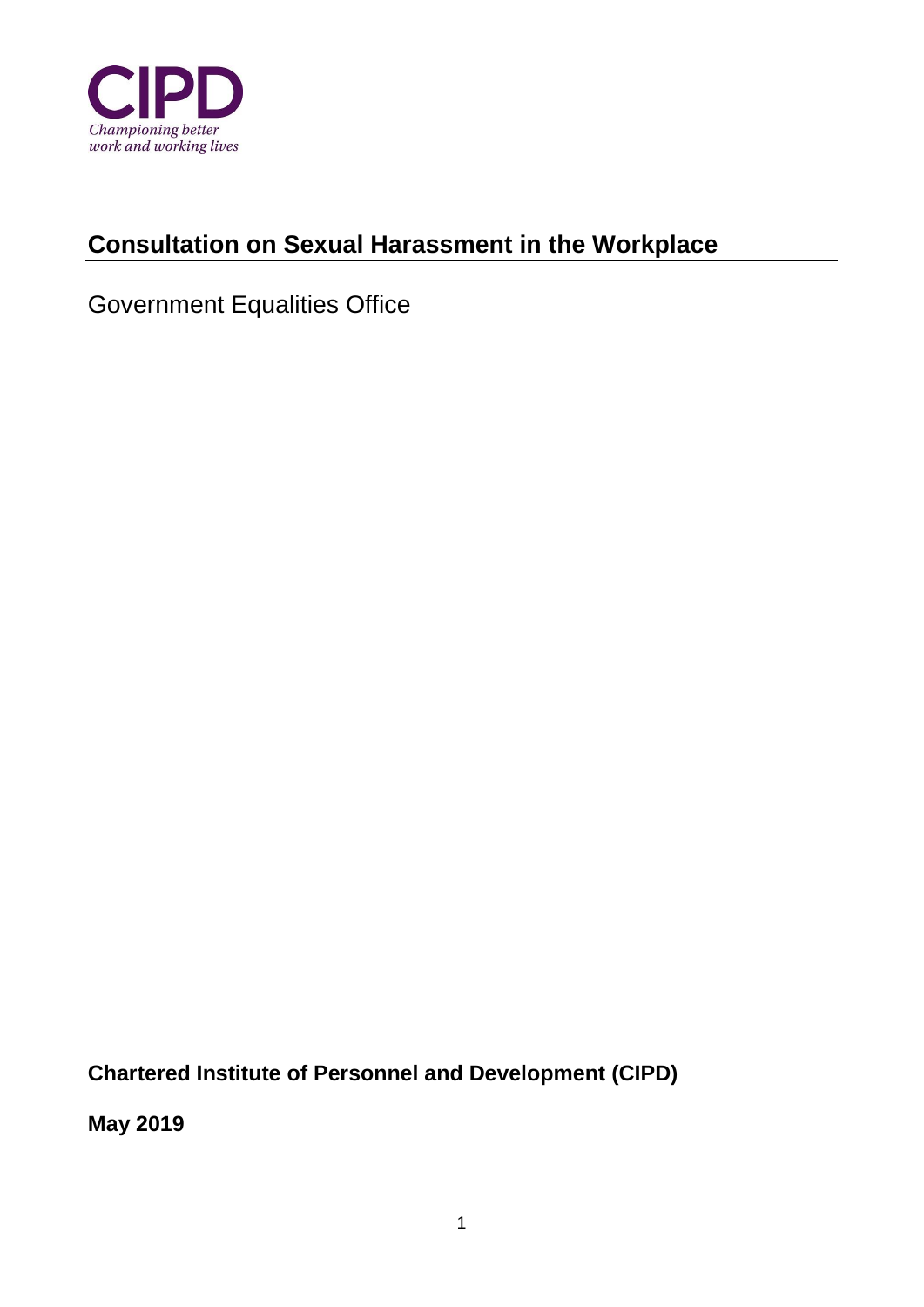CIPD

*Championing better work and working lives*

# Consultation on Sexual Harassment in the Workplace

Government Equalities Office

**Chartered Institute of Personnel and Development (CIPD)**

**May 2019**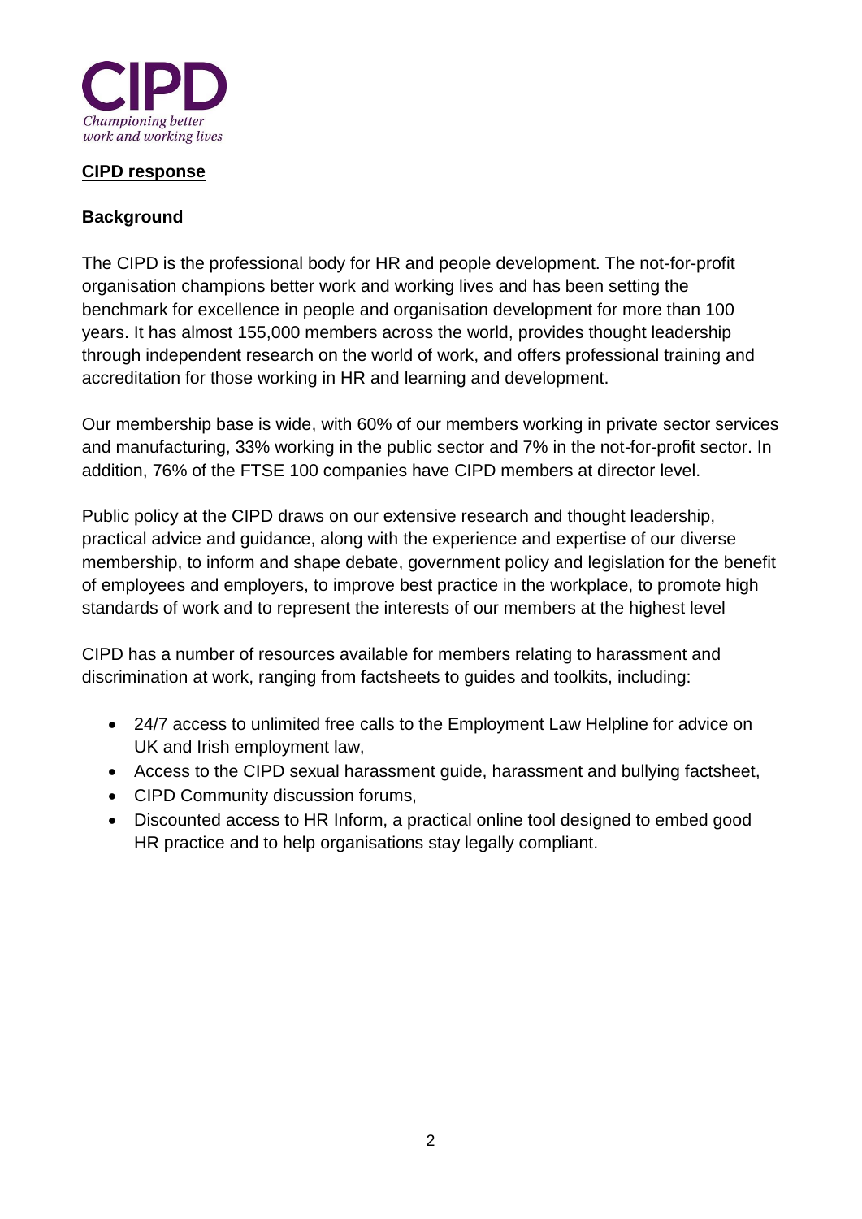CIPD

*Championing better work and working lives*

## CIPD response

### Background

The CIPD is the professional body for HR and people development. The not-for-profit organisation champions better work and working lives and has been setting the benchmark for excellence in people and organisation development for more than 100 years. It has almost 155,000 members across the world, provides thought leadership through independent research on the world of work, and offers professional training and accreditation for those working in HR and learning and development.

Our membership base is wide, with 60% of our members working in private sector services and manufacturing, 33% working in the public sector and 7% in the not-for-profit sector. In addition, 76% of the FTSE 100 companies have CIPD members at director level.

Public policy at the CIPD draws on our extensive research and thought leadership, practical advice and guidance, along with the experience and expertise of our diverse membership, to inform and shape debate, government policy and legislation for the benefit of employees and employers, to improve best practice in the workplace, to promote high standards of work and to represent the interests of our members at the highest level

CIPD has a number of resources available for members relating to harassment and discrimination at work, ranging from factsheets to guides and toolkits, including:

- 24/7 access to unlimited free calls to the Employment Law Helpline for advice on UK and Irish employment law,
- Access to the CIPD sexual harassment guide, harassment and bullying factsheet,
- CIPD Community discussion forums,
- Discounted access to HR Inform, a practical online tool designed to embed good HR practice and to help organisations stay legally compliant.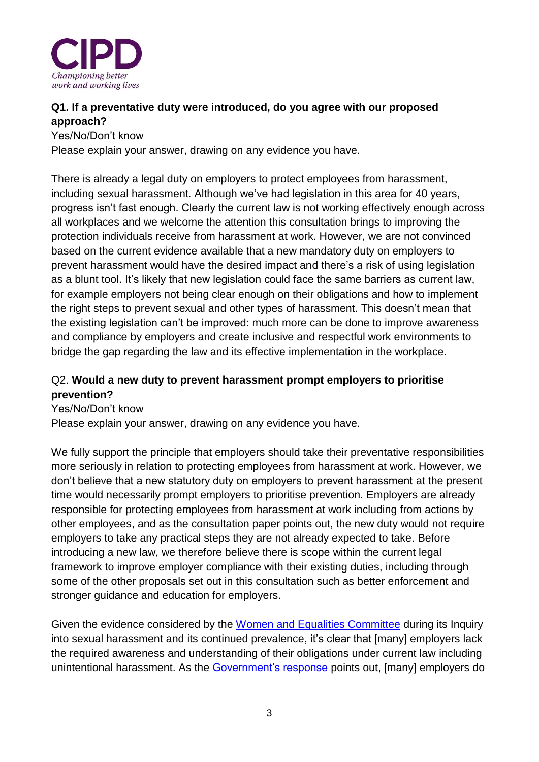**Q1. If a preventative duty were introduced, do you agree with our proposed approach?**

Yes/No/Don't know

Please explain your answer, drawing on any evidence you have.

There is already a legal duty on employers to protect employees from harassment, including sexual harassment. Although we've had legislation in this area for 40 years, progress isn't fast enough. Clearly the current law is not working effectively enough across all workplaces and we welcome the attention this consultation brings to improving the protection individuals receive from harassment at work. However, we are not convinced based on the current evidence available that a new mandatory duty on employers to prevent harassment would have the desired impact and there's a risk of using legislation as a blunt tool. It's likely that new legislation could face the same barriers as current law, for example employers not being clear enough on their obligations and how to implement the right steps to prevent sexual and other types of harassment. This doesn't mean that the existing legislation can't be improved: much more can be done to improve awareness and compliance by employers and create inclusive and respectful work environments to bridge the gap regarding the law and its effective implementation in the workplace.

Q2. **Would a new duty to prevent harassment prompt employers to prioritise prevention?**

Yes/No/Don't know

Please explain your answer, drawing on any evidence you have.

We fully support the principle that employers should take their preventative responsibilities more seriously in relation to protecting employees from harassment at work. However, we don't believe that a new statutory duty on employers to prevent harassment at the present time would necessarily prompt employers to prioritise prevention. Employers are already responsible for protecting employees from harassment at work including from actions by other employees, and as the consultation paper points out, the new duty would not require employers to take any practical steps they are not already expected to take. Before introducing a new law, we therefore believe there is scope within the current legal framework to improve employer compliance with their existing duties, including through some of the other proposals set out in this consultation such as better enforcement and stronger guidance and education for employers.

Given the evidence considered by the Women and Equalities Committee during its Inquiry into sexual harassment and its continued prevalence, it's clear that [many] employers lack the required awareness and understanding of their obligations under current law including unintentional harassment. As the Government's response points out, [many] employers do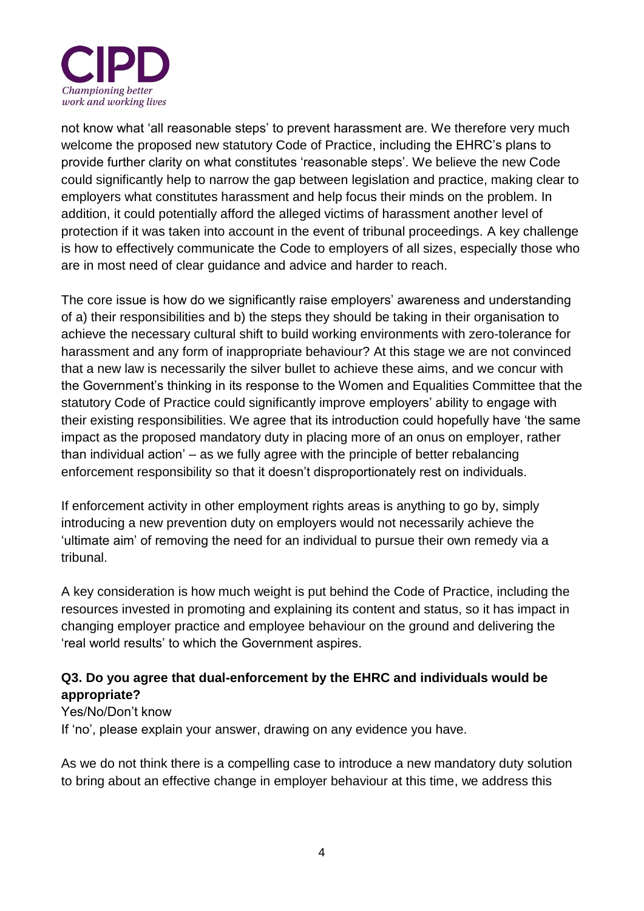not know what 'all reasonable steps' to prevent harassment are. We therefore very much welcome the proposed new statutory Code of Practice, including the EHRC's plans to provide further clarity on what constitutes 'reasonable steps'. We believe the new Code could significantly help to narrow the gap between legislation and practice, making clear to employers what constitutes harassment and help focus their minds on the problem. In addition, it could potentially afford the alleged victims of harassment another level of protection if it was taken into account in the event of tribunal proceedings. A key challenge is how to effectively communicate the Code to employers of all sizes, especially those who are in most need of clear guidance and advice and harder to reach.

The core issue is how do we significantly raise employers' awareness and understanding of a) their responsibilities and b) the steps they should be taking in their organisation to achieve the necessary cultural shift to build working environments with zero-tolerance for harassment and any form of inappropriate behaviour? At this stage we are not convinced that a new law is necessarily the silver bullet to achieve these aims, and we concur with the Government's thinking in its response to the Women and Equalities Committee that the statutory Code of Practice could significantly improve employers' ability to engage with their existing responsibilities. We agree that its introduction could hopefully have 'the same impact as the proposed mandatory duty in placing more of an onus on employer, rather than individual action' – as we fully agree with the principle of better rebalancing enforcement responsibility so that it doesn't disproportionately rest on individuals.

If enforcement activity in other employment rights areas is anything to go by, simply introducing a new prevention duty on employers would not necessarily achieve the 'ultimate aim' of removing the need for an individual to pursue their own remedy via a tribunal.

A key consideration is how much weight is put behind the Code of Practice, including the resources invested in promoting and explaining its content and status, so it has impact in changing employer practice and employee behaviour on the ground and delivering the 'real world results' to which the Government aspires.

**Q3. Do you agree that dual-enforcement by the EHRC and individuals would be appropriate?**

Yes/No/Don't know

If 'no', please explain your answer, drawing on any evidence you have.

As we do not think there is a compelling case to introduce a new mandatory duty solution to bring about an effective change in employer behaviour at this time, we address this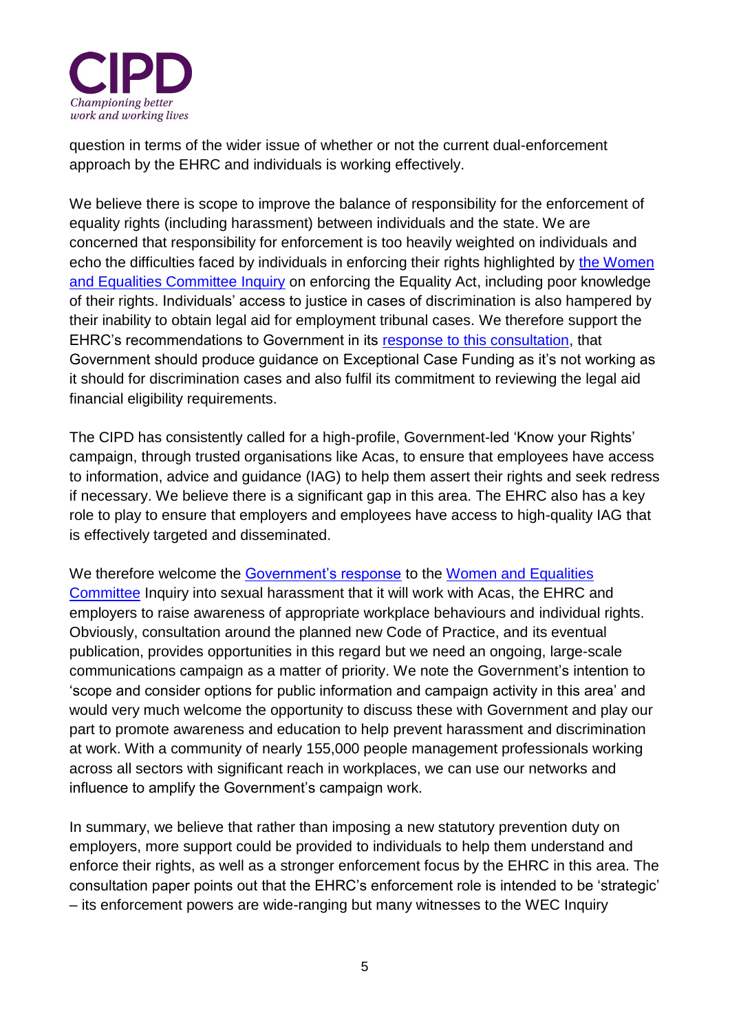question in terms of the wider issue of whether or not the current dual-enforcement approach by the EHRC and individuals is working effectively.

We believe there is scope to improve the balance of responsibility for the enforcement of equality rights (including harassment) between individuals and the state. We are concerned that responsibility for enforcement is too heavily weighted on individuals and echo the difficulties faced by individuals in enforcing their rights highlighted by the Women and Equalities Committee Inquiry on enforcing the Equality Act, including poor knowledge of their rights. Individuals' access to justice in cases of discrimination is also hampered by their inability to obtain legal aid for employment tribunal cases. We therefore support the EHRC's recommendations to Government in its response to this consultation, that Government should produce guidance on Exceptional Case Funding as it's not working as it should for discrimination cases and also fulfil its commitment to reviewing the legal aid financial eligibility requirements.

The CIPD has consistently called for a high-profile, Government-led 'Know your Rights' campaign, through trusted organisations like Acas, to ensure that employees have access to information, advice and guidance (IAG) to help them assert their rights and seek redress if necessary. We believe there is a significant gap in this area. The EHRC also has a key role to play to ensure that employers and employees have access to high-quality IAG that is effectively targeted and disseminated.

We therefore welcome the Government's response to the Women and Equalities Committee Inquiry into sexual harassment that it will work with Acas, the EHRC and employers to raise awareness of appropriate workplace behaviours and individual rights. Obviously, consultation around the planned new Code of Practice, and its eventual publication, provides opportunities in this regard but we need an ongoing, large-scale communications campaign as a matter of priority. We note the Government's intention to 'scope and consider options for public information and campaign activity in this area' and would very much welcome the opportunity to discuss these with Government and play our part to promote awareness and education to help prevent harassment and discrimination at work. With a community of nearly 155,000 people management professionals working across all sectors with significant reach in workplaces, we can use our networks and influence to amplify the Government's campaign work.

In summary, we believe that rather than imposing a new statutory prevention duty on employers, more support could be provided to individuals to help them understand and enforce their rights, as well as a stronger enforcement focus by the EHRC in this area. The consultation paper points out that the EHRC's enforcement role is intended to be 'strategic' – its enforcement powers are wide-ranging but many witnesses to the WEC Inquiry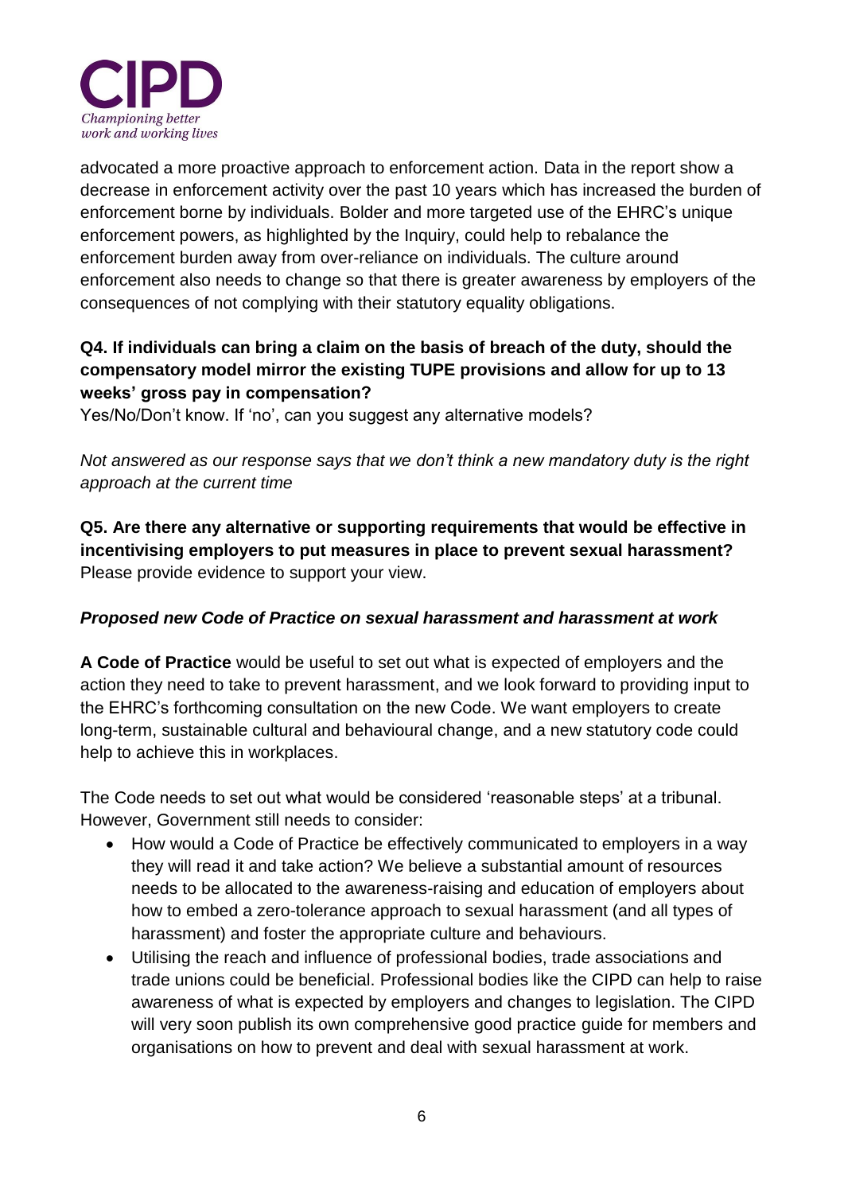advocated a more proactive approach to enforcement action. Data in the report show a decrease in enforcement activity over the past 10 years which has increased the burden of enforcement borne by individuals. Bolder and more targeted use of the EHRC's unique enforcement powers, as highlighted by the Inquiry, could help to rebalance the enforcement burden away from over-reliance on individuals. The culture around enforcement also needs to change so that there is greater awareness by employers of the consequences of not complying with their statutory equality obligations.

**Q4. If individuals can bring a claim on the basis of breach of the duty, should the compensatory model mirror the existing TUPE provisions and allow for up to 13 weeks' gross pay in compensation?**
Yes/No/Don't know. If 'no', can you suggest any alternative models?

*Not answered as our response says that we don't think a new mandatory duty is the right approach at the current time*

**Q5. Are there any alternative or supporting requirements that would be effective in incentivising employers to put measures in place to prevent sexual harassment?**
Please provide evidence to support your view.

***Proposed new Code of Practice on sexual harassment and harassment at work***

**A Code of Practice** would be useful to set out what is expected of employers and the action they need to take to prevent harassment, and we look forward to providing input to the EHRC's forthcoming consultation on the new Code. We want employers to create long-term, sustainable cultural and behavioural change, and a new statutory code could help to achieve this in workplaces.

The Code needs to set out what would be considered 'reasonable steps' at a tribunal. However, Government still needs to consider:

- How would a Code of Practice be effectively communicated to employers in a way they will read it and take action? We believe a substantial amount of resources needs to be allocated to the awareness-raising and education of employers about how to embed a zero-tolerance approach to sexual harassment (and all types of harassment) and foster the appropriate culture and behaviours.
- Utilising the reach and influence of professional bodies, trade associations and trade unions could be beneficial. Professional bodies like the CIPD can help to raise awareness of what is expected by employers and changes to legislation. The CIPD will very soon publish its own comprehensive good practice guide for members and organisations on how to prevent and deal with sexual harassment at work.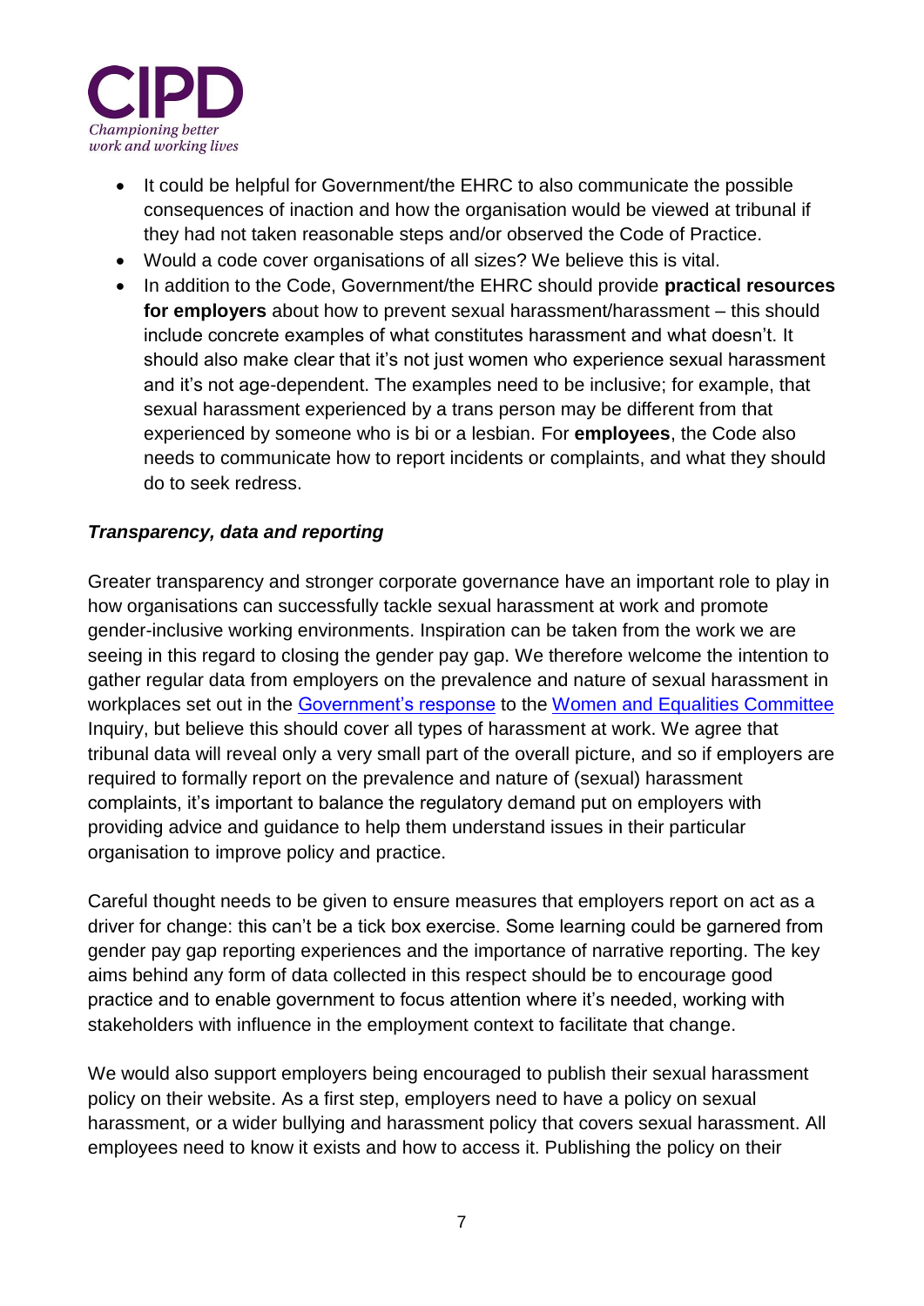- It could be helpful for Government/the EHRC to also communicate the possible consequences of inaction and how the organisation would be viewed at tribunal if they had not taken reasonable steps and/or observed the Code of Practice.
- Would a code cover organisations of all sizes? We believe this is vital.
- In addition to the Code, Government/the EHRC should provide **practical resources for employers** about how to prevent sexual harassment/harassment – this should include concrete examples of what constitutes harassment and what doesn't. It should also make clear that it's not just women who experience sexual harassment and it's not age-dependent. The examples need to be inclusive; for example, that sexual harassment experienced by a trans person may be different from that experienced by someone who is bi or a lesbian. For **employees**, the Code also needs to communicate how to report incidents or complaints, and what they should do to seek redress.

***Transparency, data and reporting***

Greater transparency and stronger corporate governance have an important role to play in how organisations can successfully tackle sexual harassment at work and promote gender-inclusive working environments. Inspiration can be taken from the work we are seeing in this regard to closing the gender pay gap. We therefore welcome the intention to gather regular data from employers on the prevalence and nature of sexual harassment in workplaces set out in the Government's response to the Women and Equalities Committee Inquiry, but believe this should cover all types of harassment at work. We agree that tribunal data will reveal only a very small part of the overall picture, and so if employers are required to formally report on the prevalence and nature of (sexual) harassment complaints, it's important to balance the regulatory demand put on employers with providing advice and guidance to help them understand issues in their particular organisation to improve policy and practice.

Careful thought needs to be given to ensure measures that employers report on act as a driver for change: this can't be a tick box exercise. Some learning could be garnered from gender pay gap reporting experiences and the importance of narrative reporting. The key aims behind any form of data collected in this respect should be to encourage good practice and to enable government to focus attention where it's needed, working with stakeholders with influence in the employment context to facilitate that change.

We would also support employers being encouraged to publish their sexual harassment policy on their website. As a first step, employers need to have a policy on sexual harassment, or a wider bullying and harassment policy that covers sexual harassment. All employees need to know it exists and how to access it. Publishing the policy on their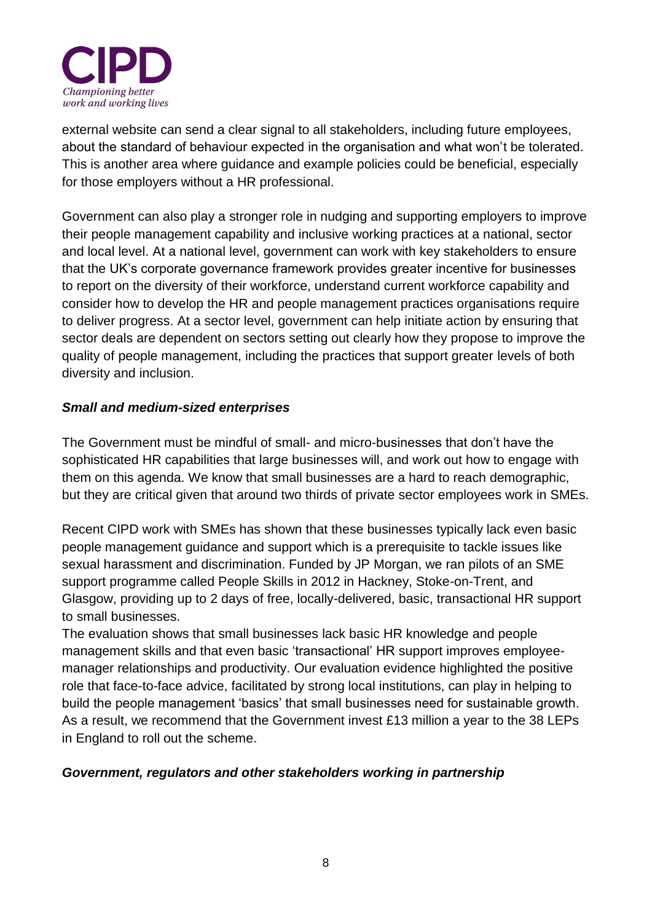external website can send a clear signal to all stakeholders, including future employees, about the standard of behaviour expected in the organisation and what won't be tolerated. This is another area where guidance and example policies could be beneficial, especially for those employers without a HR professional.

Government can also play a stronger role in nudging and supporting employers to improve their people management capability and inclusive working practices at a national, sector and local level. At a national level, government can work with key stakeholders to ensure that the UK's corporate governance framework provides greater incentive for businesses to report on the diversity of their workforce, understand current workforce capability and consider how to develop the HR and people management practices organisations require to deliver progress. At a sector level, government can help initiate action by ensuring that sector deals are dependent on sectors setting out clearly how they propose to improve the quality of people management, including the practices that support greater levels of both diversity and inclusion.

***Small and medium-sized enterprises***

The Government must be mindful of small- and micro-businesses that don't have the sophisticated HR capabilities that large businesses will, and work out how to engage with them on this agenda. We know that small businesses are a hard to reach demographic, but they are critical given that around two thirds of private sector employees work in SMEs.

Recent CIPD work with SMEs has shown that these businesses typically lack even basic people management guidance and support which is a prerequisite to tackle issues like sexual harassment and discrimination. Funded by JP Morgan, we ran pilots of an SME support programme called People Skills in 2012 in Hackney, Stoke-on-Trent, and Glasgow, providing up to 2 days of free, locally-delivered, basic, transactional HR support to small businesses.

The evaluation shows that small businesses lack basic HR knowledge and people management skills and that even basic 'transactional' HR support improves employee-manager relationships and productivity. Our evaluation evidence highlighted the positive role that face-to-face advice, facilitated by strong local institutions, can play in helping to build the people management 'basics' that small businesses need for sustainable growth. As a result, we recommend that the Government invest £13 million a year to the 38 LEPs in England to roll out the scheme.

***Government, regulators and other stakeholders working in partnership***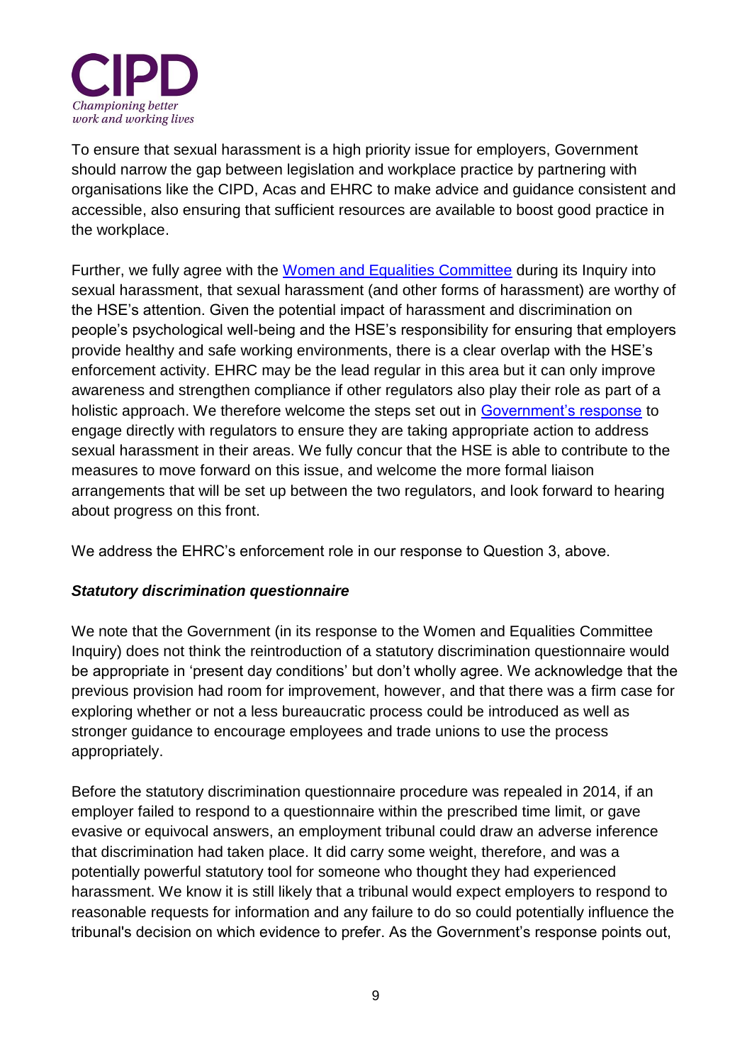To ensure that sexual harassment is a high priority issue for employers, Government should narrow the gap between legislation and workplace practice by partnering with organisations like the CIPD, Acas and EHRC to make advice and guidance consistent and accessible, also ensuring that sufficient resources are available to boost good practice in the workplace.

Further, we fully agree with the Women and Equalities Committee during its Inquiry into sexual harassment, that sexual harassment (and other forms of harassment) are worthy of the HSE's attention. Given the potential impact of harassment and discrimination on people's psychological well-being and the HSE's responsibility for ensuring that employers provide healthy and safe working environments, there is a clear overlap with the HSE's enforcement activity. EHRC may be the lead regular in this area but it can only improve awareness and strengthen compliance if other regulators also play their role as part of a holistic approach. We therefore welcome the steps set out in Government's response to engage directly with regulators to ensure they are taking appropriate action to address sexual harassment in their areas. We fully concur that the HSE is able to contribute to the measures to move forward on this issue, and welcome the more formal liaison arrangements that will be set up between the two regulators, and look forward to hearing about progress on this front.

We address the EHRC's enforcement role in our response to Question 3, above.

### *Statutory discrimination questionnaire*

We note that the Government (in its response to the Women and Equalities Committee Inquiry) does not think the reintroduction of a statutory discrimination questionnaire would be appropriate in 'present day conditions' but don't wholly agree. We acknowledge that the previous provision had room for improvement, however, and that there was a firm case for exploring whether or not a less bureaucratic process could be introduced as well as stronger guidance to encourage employees and trade unions to use the process appropriately.

Before the statutory discrimination questionnaire procedure was repealed in 2014, if an employer failed to respond to a questionnaire within the prescribed time limit, or gave evasive or equivocal answers, an employment tribunal could draw an adverse inference that discrimination had taken place. It did carry some weight, therefore, and was a potentially powerful statutory tool for someone who thought they had experienced harassment. We know it is still likely that a tribunal would expect employers to respond to reasonable requests for information and any failure to do so could potentially influence the tribunal's decision on which evidence to prefer. As the Government's response points out,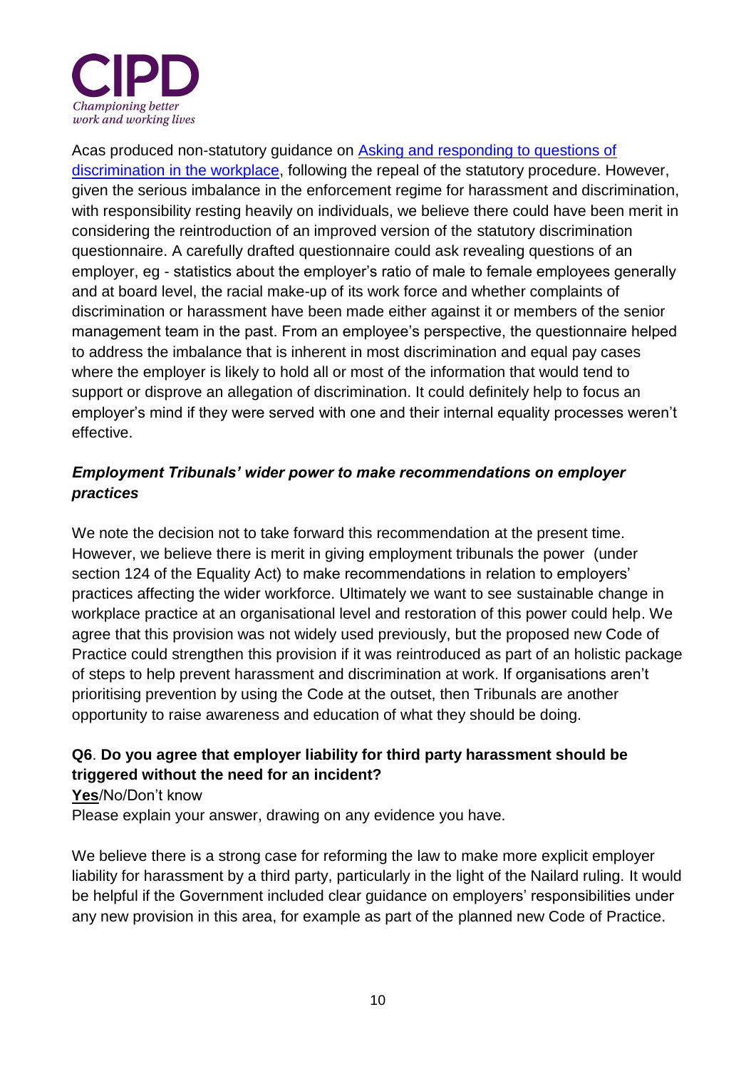Acas produced non-statutory guidance on [Asking and responding to questions of discrimination in the workplace](), following the repeal of the statutory procedure. However, given the serious imbalance in the enforcement regime for harassment and discrimination, with responsibility resting heavily on individuals, we believe there could have been merit in considering the reintroduction of an improved version of the statutory discrimination questionnaire. A carefully drafted questionnaire could ask revealing questions of an employer, eg - statistics about the employer's ratio of male to female employees generally and at board level, the racial make-up of its work force and whether complaints of discrimination or harassment have been made either against it or members of the senior management team in the past. From an employee's perspective, the questionnaire helped to address the imbalance that is inherent in most discrimination and equal pay cases where the employer is likely to hold all or most of the information that would tend to support or disprove an allegation of discrimination. It could definitely help to focus an employer's mind if they were served with one and their internal equality processes weren't effective.

### *Employment Tribunals' wider power to make recommendations on employer practices*

We note the decision not to take forward this recommendation at the present time. However, we believe there is merit in giving employment tribunals the power (under section 124 of the Equality Act) to make recommendations in relation to employers' practices affecting the wider workforce. Ultimately we want to see sustainable change in workplace practice at an organisational level and restoration of this power could help. We agree that this provision was not widely used previously, but the proposed new Code of Practice could strengthen this provision if it was reintroduced as part of an holistic package of steps to help prevent harassment and discrimination at work. If organisations aren't prioritising prevention by using the Code at the outset, then Tribunals are another opportunity to raise awareness and education of what they should be doing.

**Q6**. **Do you agree that employer liability for third party harassment should be triggered without the need for an incident?**

**<u>Yes</u>**/No/Don't know

Please explain your answer, drawing on any evidence you have.

We believe there is a strong case for reforming the law to make more explicit employer liability for harassment by a third party, particularly in the light of the Nailard ruling. It would be helpful if the Government included clear guidance on employers' responsibilities under any new provision in this area, for example as part of the planned new Code of Practice.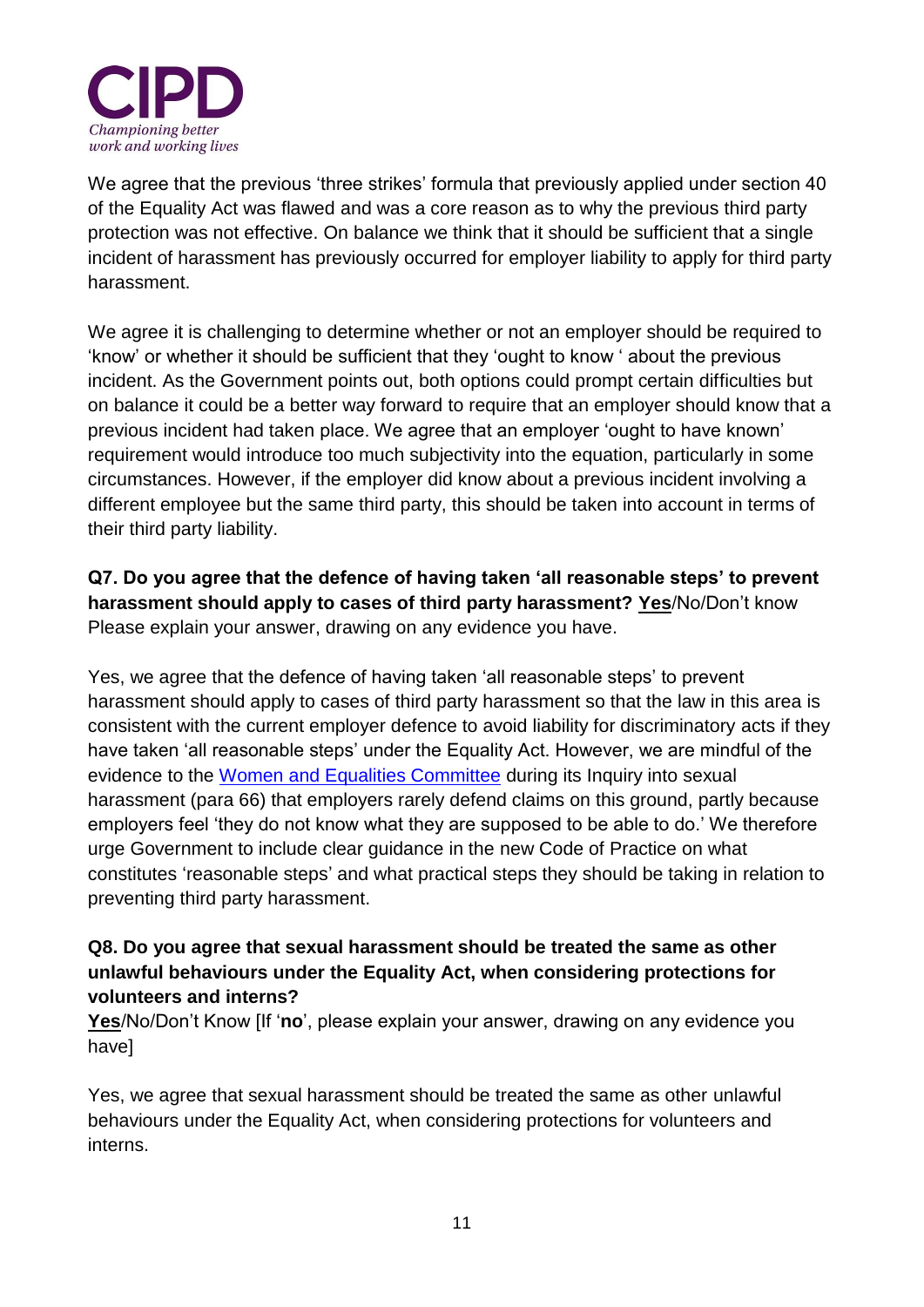We agree that the previous 'three strikes' formula that previously applied under section 40 of the Equality Act was flawed and was a core reason as to why the previous third party protection was not effective. On balance we think that it should be sufficient that a single incident of harassment has previously occurred for employer liability to apply for third party harassment.

We agree it is challenging to determine whether or not an employer should be required to 'know' or whether it should be sufficient that they 'ought to know ' about the previous incident. As the Government points out, both options could prompt certain difficulties but on balance it could be a better way forward to require that an employer should know that a previous incident had taken place. We agree that an employer 'ought to have known' requirement would introduce too much subjectivity into the equation, particularly in some circumstances. However, if the employer did know about a previous incident involving a different employee but the same third party, this should be taken into account in terms of their third party liability.

**Q7. Do you agree that the defence of having taken 'all reasonable steps' to prevent harassment should apply to cases of third party harassment? <u>Yes</u>**/No/Don't know
Please explain your answer, drawing on any evidence you have.

Yes, we agree that the defence of having taken 'all reasonable steps' to prevent harassment should apply to cases of third party harassment so that the law in this area is consistent with the current employer defence to avoid liability for discriminatory acts if they have taken 'all reasonable steps' under the Equality Act. However, we are mindful of the evidence to the Women and Equalities Committee during its Inquiry into sexual harassment (para 66) that employers rarely defend claims on this ground, partly because employers feel 'they do not know what they are supposed to be able to do.' We therefore urge Government to include clear guidance in the new Code of Practice on what constitutes 'reasonable steps' and what practical steps they should be taking in relation to preventing third party harassment.

**Q8. Do you agree that sexual harassment should be treated the same as other unlawful behaviours under the Equality Act, when considering protections for volunteers and interns?**
**<u>Yes</u>**/No/Don't Know [If '**no**', please explain your answer, drawing on any evidence you have]

Yes, we agree that sexual harassment should be treated the same as other unlawful behaviours under the Equality Act, when considering protections for volunteers and interns.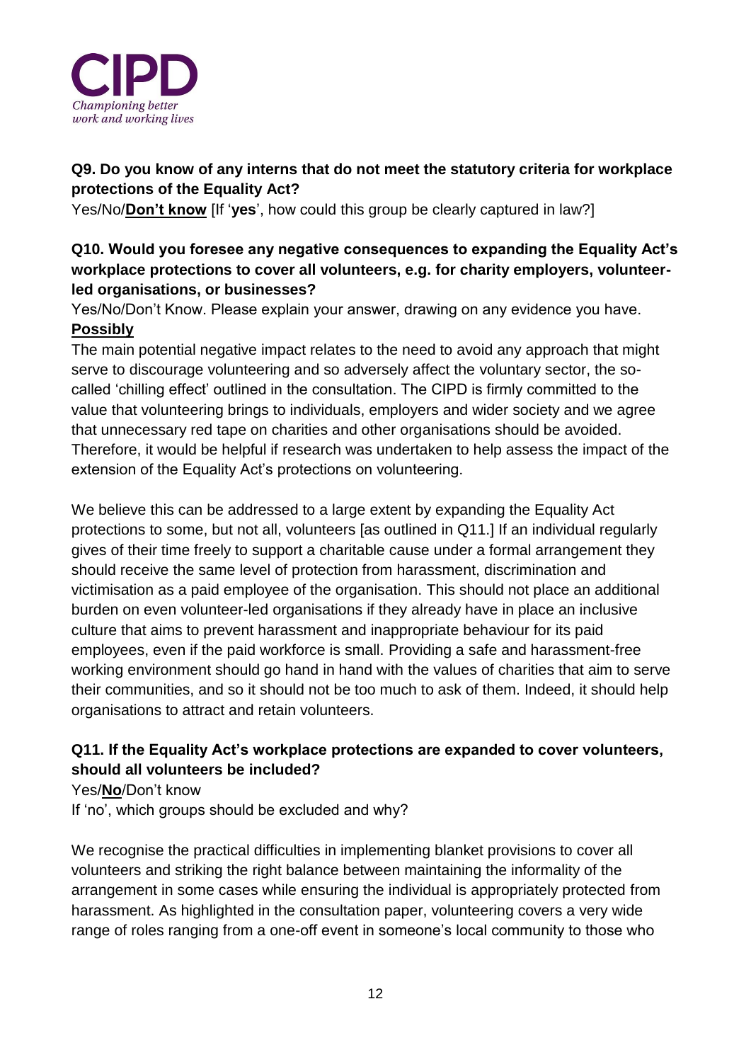**Q9. Do you know of any interns that do not meet the statutory criteria for workplace protections of the Equality Act?**

Yes/No/**<u>Don't know</u>** [If '**yes**', how could this group be clearly captured in law?]

**Q10. Would you foresee any negative consequences to expanding the Equality Act's workplace protections to cover all volunteers, e.g. for charity employers, volunteer-led organisations, or businesses?**

Yes/No/Don't Know. Please explain your answer, drawing on any evidence you have.

**<u>Possibly</u>**

The main potential negative impact relates to the need to avoid any approach that might serve to discourage volunteering and so adversely affect the voluntary sector, the so-called 'chilling effect' outlined in the consultation. The CIPD is firmly committed to the value that volunteering brings to individuals, employers and wider society and we agree that unnecessary red tape on charities and other organisations should be avoided. Therefore, it would be helpful if research was undertaken to help assess the impact of the extension of the Equality Act's protections on volunteering.

We believe this can be addressed to a large extent by expanding the Equality Act protections to some, but not all, volunteers [as outlined in Q11.] If an individual regularly gives of their time freely to support a charitable cause under a formal arrangement they should receive the same level of protection from harassment, discrimination and victimisation as a paid employee of the organisation. This should not place an additional burden on even volunteer-led organisations if they already have in place an inclusive culture that aims to prevent harassment and inappropriate behaviour for its paid employees, even if the paid workforce is small. Providing a safe and harassment-free working environment should go hand in hand with the values of charities that aim to serve their communities, and so it should not be too much to ask of them. Indeed, it should help organisations to attract and retain volunteers.

**Q11. If the Equality Act's workplace protections are expanded to cover volunteers, should all volunteers be included?**

Yes/**<u>No</u>**/Don't know

If 'no', which groups should be excluded and why?

We recognise the practical difficulties in implementing blanket provisions to cover all volunteers and striking the right balance between maintaining the informality of the arrangement in some cases while ensuring the individual is appropriately protected from harassment. As highlighted in the consultation paper, volunteering covers a very wide range of roles ranging from a one-off event in someone's local community to those who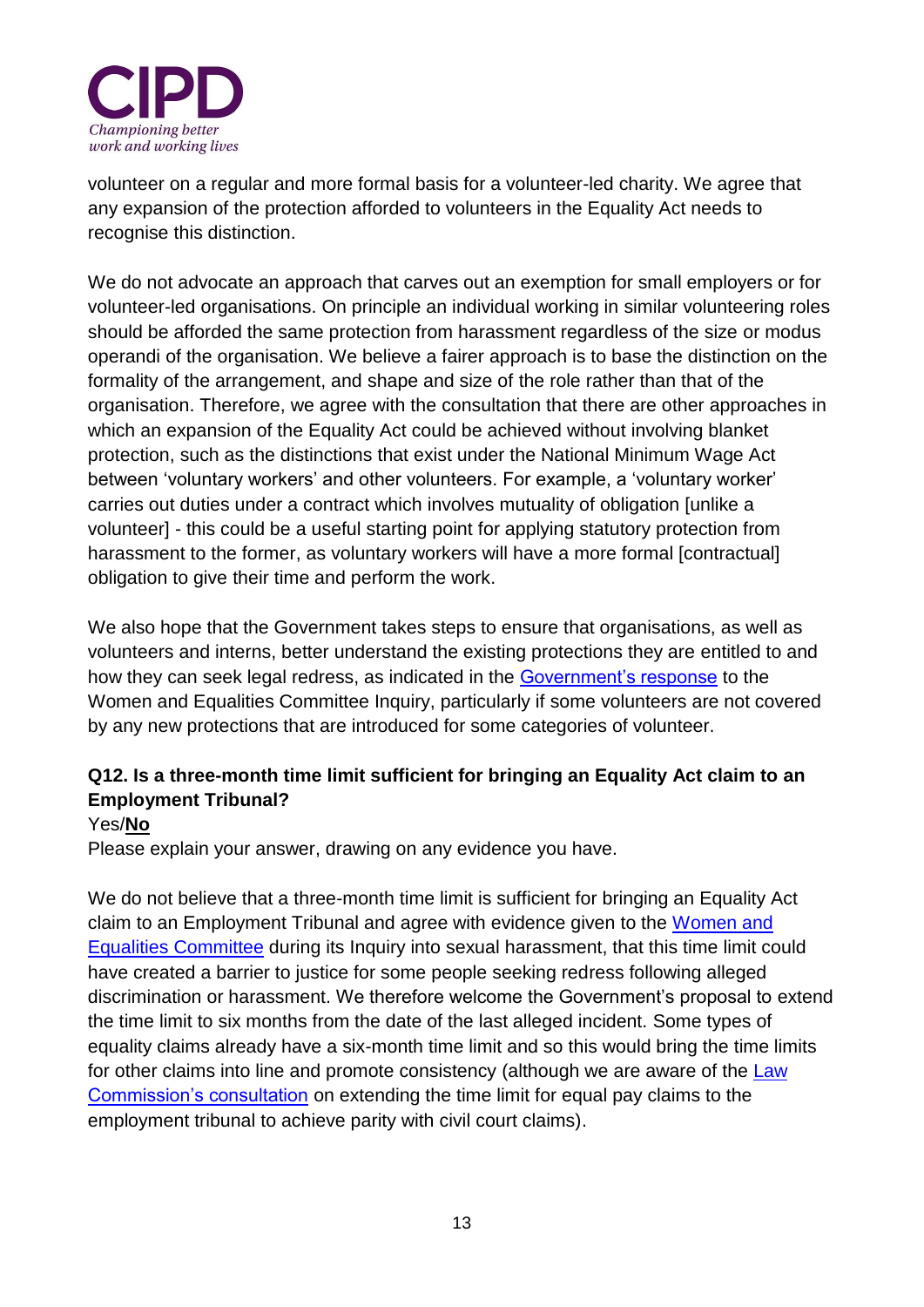volunteer on a regular and more formal basis for a volunteer-led charity. We agree that any expansion of the protection afforded to volunteers in the Equality Act needs to recognise this distinction.

We do not advocate an approach that carves out an exemption for small employers or for volunteer-led organisations. On principle an individual working in similar volunteering roles should be afforded the same protection from harassment regardless of the size or modus operandi of the organisation. We believe a fairer approach is to base the distinction on the formality of the arrangement, and shape and size of the role rather than that of the organisation. Therefore, we agree with the consultation that there are other approaches in which an expansion of the Equality Act could be achieved without involving blanket protection, such as the distinctions that exist under the National Minimum Wage Act between 'voluntary workers' and other volunteers. For example, a 'voluntary worker' carries out duties under a contract which involves mutuality of obligation [unlike a volunteer] - this could be a useful starting point for applying statutory protection from harassment to the former, as voluntary workers will have a more formal [contractual] obligation to give their time and perform the work.

We also hope that the Government takes steps to ensure that organisations, as well as volunteers and interns, better understand the existing protections they are entitled to and how they can seek legal redress, as indicated in the Government's response to the Women and Equalities Committee Inquiry, particularly if some volunteers are not covered by any new protections that are introduced for some categories of volunteer.

**Q12. Is a three-month time limit sufficient for bringing an Equality Act claim to an Employment Tribunal?**

Yes/**No**

Please explain your answer, drawing on any evidence you have.

We do not believe that a three-month time limit is sufficient for bringing an Equality Act claim to an Employment Tribunal and agree with evidence given to the Women and Equalities Committee during its Inquiry into sexual harassment, that this time limit could have created a barrier to justice for some people seeking redress following alleged discrimination or harassment. We therefore welcome the Government's proposal to extend the time limit to six months from the date of the last alleged incident. Some types of equality claims already have a six-month time limit and so this would bring the time limits for other claims into line and promote consistency (although we are aware of the Law Commission's consultation on extending the time limit for equal pay claims to the employment tribunal to achieve parity with civil court claims).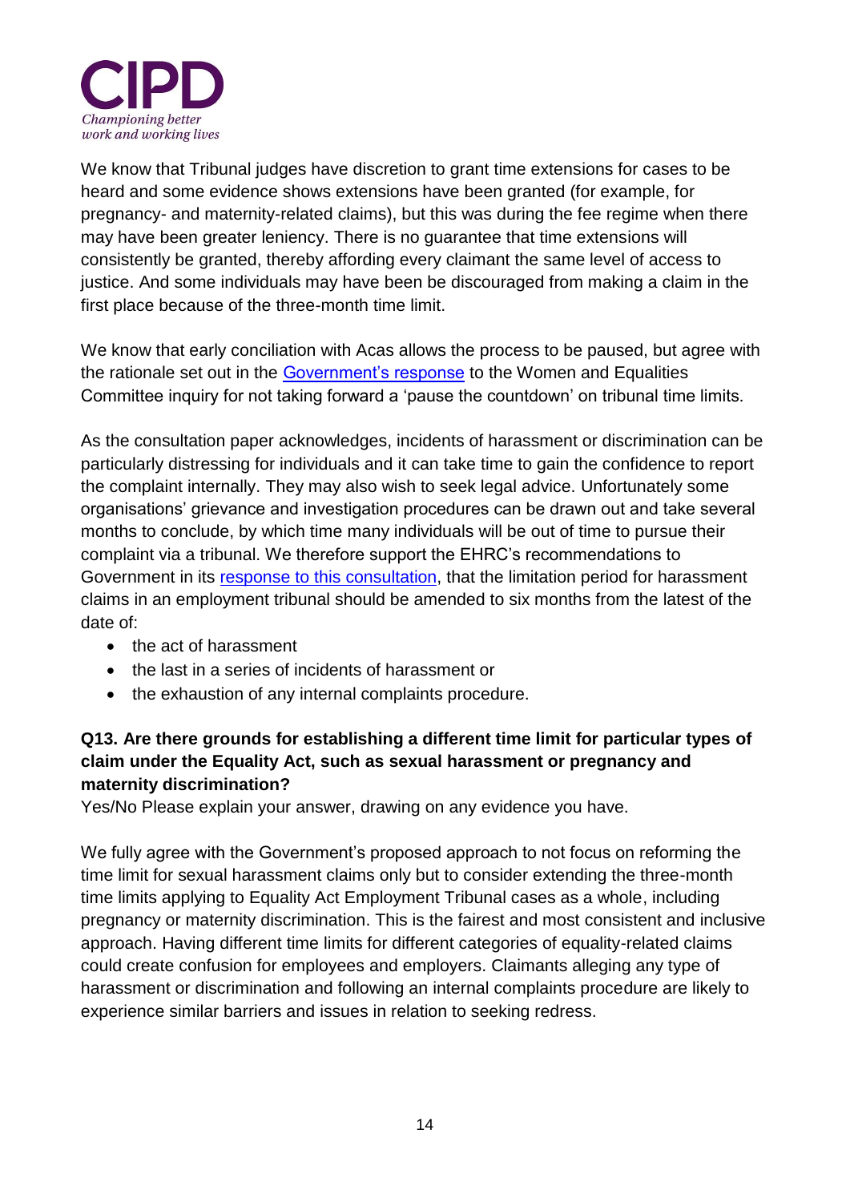We know that Tribunal judges have discretion to grant time extensions for cases to be heard and some evidence shows extensions have been granted (for example, for pregnancy- and maternity-related claims), but this was during the fee regime when there may have been greater leniency. There is no guarantee that time extensions will consistently be granted, thereby affording every claimant the same level of access to justice. And some individuals may have been be discouraged from making a claim in the first place because of the three-month time limit.

We know that early conciliation with Acas allows the process to be paused, but agree with the rationale set out in the Government's response to the Women and Equalities Committee inquiry for not taking forward a 'pause the countdown' on tribunal time limits.

As the consultation paper acknowledges, incidents of harassment or discrimination can be particularly distressing for individuals and it can take time to gain the confidence to report the complaint internally. They may also wish to seek legal advice. Unfortunately some organisations' grievance and investigation procedures can be drawn out and take several months to conclude, by which time many individuals will be out of time to pursue their complaint via a tribunal. We therefore support the EHRC's recommendations to Government in its response to this consultation, that the limitation period for harassment claims in an employment tribunal should be amended to six months from the latest of the date of:

- the act of harassment
- the last in a series of incidents of harassment or
- the exhaustion of any internal complaints procedure.

**Q13. Are there grounds for establishing a different time limit for particular types of claim under the Equality Act, such as sexual harassment or pregnancy and maternity discrimination?**

Yes/No Please explain your answer, drawing on any evidence you have.

We fully agree with the Government's proposed approach to not focus on reforming the time limit for sexual harassment claims only but to consider extending the three-month time limits applying to Equality Act Employment Tribunal cases as a whole, including pregnancy or maternity discrimination. This is the fairest and most consistent and inclusive approach. Having different time limits for different categories of equality-related claims could create confusion for employees and employers. Claimants alleging any type of harassment or discrimination and following an internal complaints procedure are likely to experience similar barriers and issues in relation to seeking redress.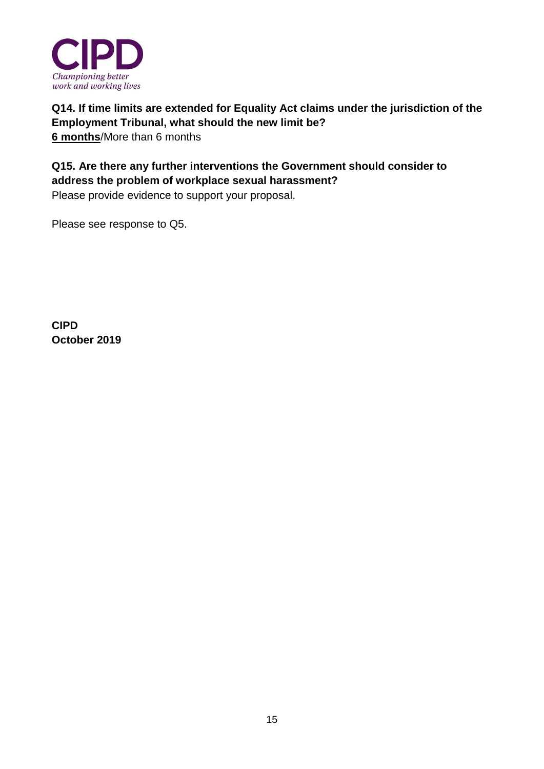**Q14. If time limits are extended for Equality Act claims under the jurisdiction of the Employment Tribunal, what should the new limit be?**
**6 months**/More than 6 months

**Q15. Are there any further interventions the Government should consider to address the problem of workplace sexual harassment?**
Please provide evidence to support your proposal.

Please see response to Q5.

**CIPD**
**October 2019**